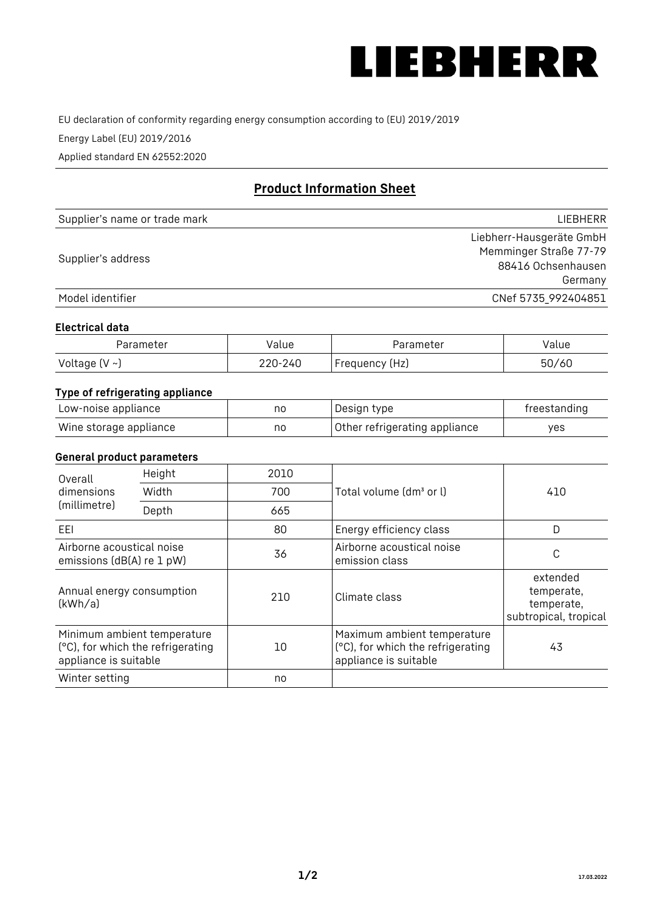LIEBHERR

EU declaration of conformity regarding energy consumption according to (EU) 2019/2019

Energy Label (EU) 2019/2016

Applied standard EN 62552:2020

## Product Information Sheet

| | |
|---|---|
| Supplier's name or trade mark | LIEBHERR |
| Supplier's address | Liebherr-Hausgeräte GmbH<br>Memminger Straße 77-79<br>88416 Ochsenhausen<br>Germany |
| Model identifier | CNef 5735_992404851 |

### Electrical data

| Parameter | Value | Parameter | Value |
|---|---|---|---|
| Voltage (V ~) | 220-240 | Frequency (Hz) | 50/60 |

### Type of refrigerating appliance

| | | | |
|---|---|---|---|
| Low-noise appliance | no | Design type | freestanding |
| Wine storage appliance | no | Other refrigerating appliance | yes |

### General product parameters

| | | | | |
|---|---|---|---|---|
| Overall dimensions (millimetre) | Height | 2010 | Total volume (dm³ or l) | 410 |
| | Width | 700 | | |
| | Depth | 665 | | |
| EEI | | 80 | Energy efficiency class | D |
| Airborne acoustical noise emissions (dB(A) re 1 pW) | | 36 | Airborne acoustical noise emission class | C |
| Annual energy consumption (kWh/a) | | 210 | Climate class | extended temperate, temperate, subtropical, tropical |
| Minimum ambient temperature (°C), for which the refrigerating appliance is suitable | | 10 | Maximum ambient temperature (°C), for which the refrigerating appliance is suitable | 43 |
| Winter setting | | no | | |

17.03.2022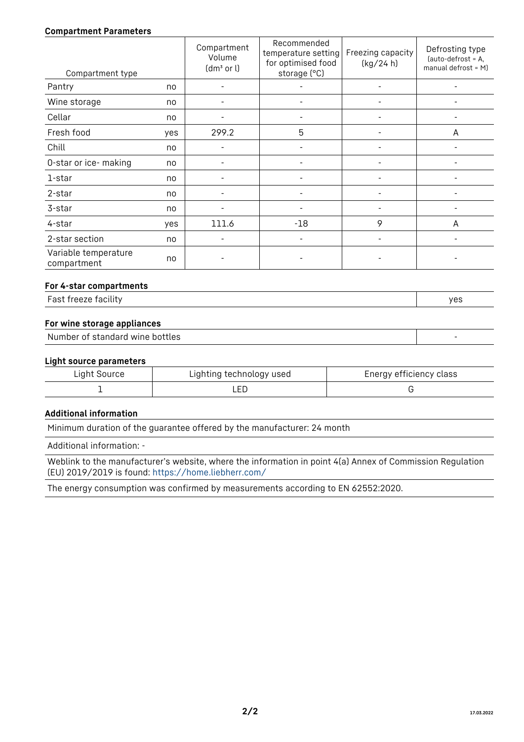**Compartment Parameters**

| Compartment type | | Compartment Volume (dm³ or l) | Recommended temperature setting for optimised food storage (°C) | Freezing capacity (kg/24 h) | Defrosting type (auto-defrost = A, manual defrost = M) |
|---|---|---|---|---|---|
| Pantry | no | - | - | - | - |
| Wine storage | no | - | - | - | - |
| Cellar | no | - | - | - | - |
| Fresh food | yes | 299.2 | 5 | - | A |
| Chill | no | - | - | - | - |
| 0-star or ice- making | no | - | - | - | - |
| 1-star | no | - | - | - | - |
| 2-star | no | - | - | - | - |
| 3-star | no | - | - | - | - |
| 4-star | yes | 111.6 | -18 | 9 | A |
| 2-star section | no | - | - | - | - |
| Variable temperature compartment | no | - | - | - | - |

**For 4-star compartments**

| | |
|---|---|
| Fast freeze facility | yes |

**For wine storage appliances**

| | |
|---|---|
| Number of standard wine bottles | - |

**Light source parameters**

| Light Source | Lighting technology used | Energy efficiency class |
|---|---|---|
| 1 | LED | G |

**Additional information**

Minimum duration of the guarantee offered by the manufacturer: 24 month

Additional information: -

Weblink to the manufacturer's website, where the information in point 4(a) Annex of Commission Regulation (EU) 2019/2019 is found: https://home.liebherr.com/

The energy consumption was confirmed by measurements according to EN 62552:2020.

17.03.2022